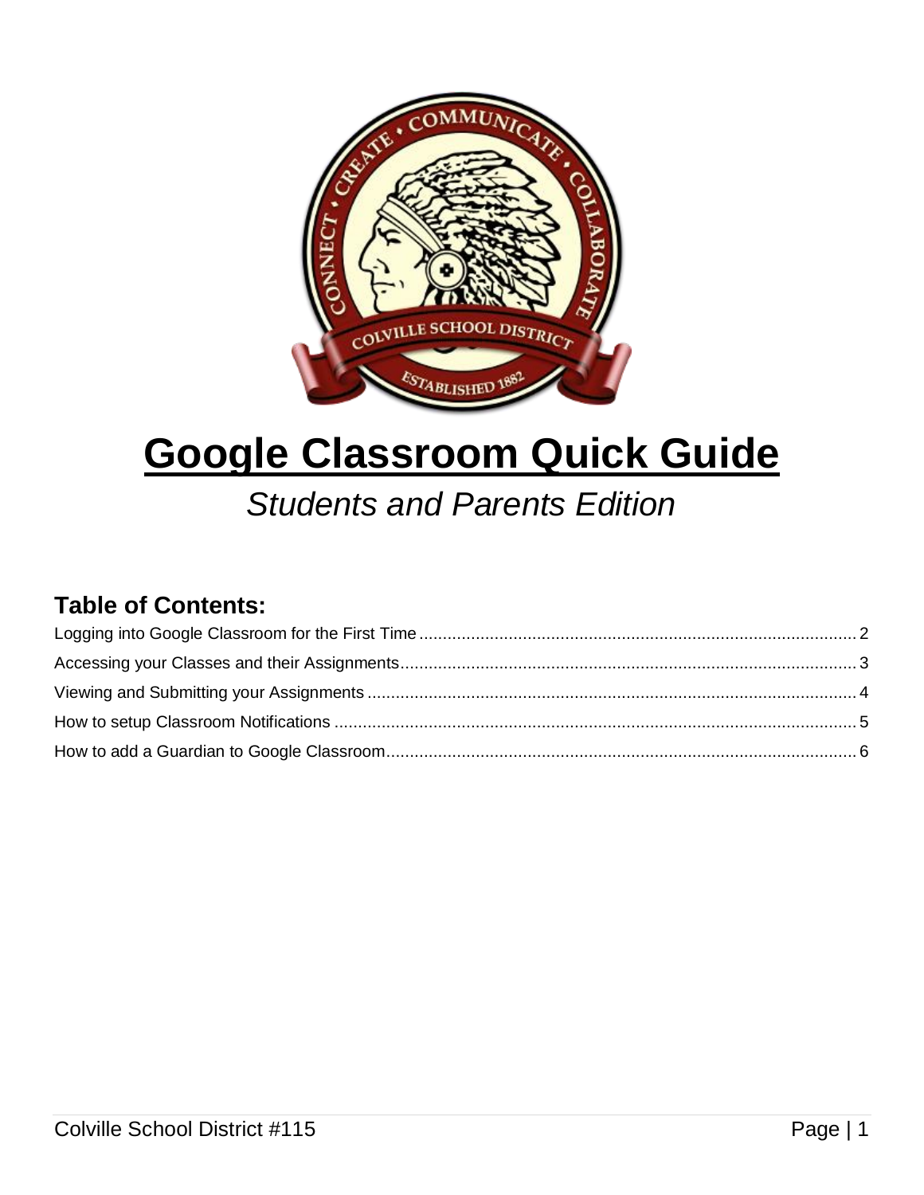# Google Classroom Quick Guide

*Students and Parents Edition*

## Table of Contents:

Logging into Google Classroom for the First Time .......... 2

Accessing your Classes and their Assignments .......... 3

Viewing and Submitting your Assignments .......... 4

How to setup Classroom Notifications .......... 5

How to add a Guardian to Google Classroom .......... 6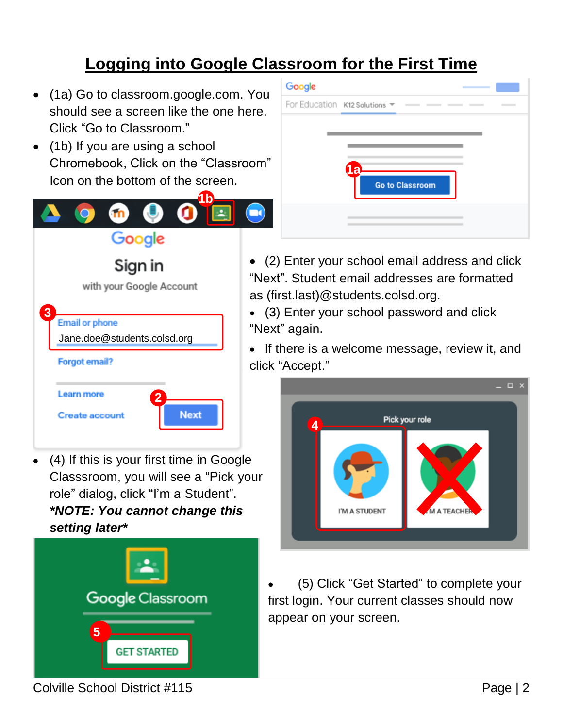# Logging into Google Classroom for the First Time

- (1a) Go to classroom.google.com. You should see a screen like the one here. Click “Go to Classroom.”
- (1b) If you are using a school Chromebook, Click on the “Classroom” Icon on the bottom of the screen.
- (2) Enter your school email address and click “Next”. Student email addresses are formatted as (first.last)@students.colsd.org.
- (3) Enter your school password and click “Next” again.
- If there is a welcome message, review it, and click “Accept.”
- (4) If this is your first time in Google Classsroom, you will see a “Pick your role” dialog, click “I’m a Student”. ***NOTE: You cannot change this setting later****
- (5) Click “Get Started” to complete your first login. Your current classes should now appear on your screen.

Colville School District #115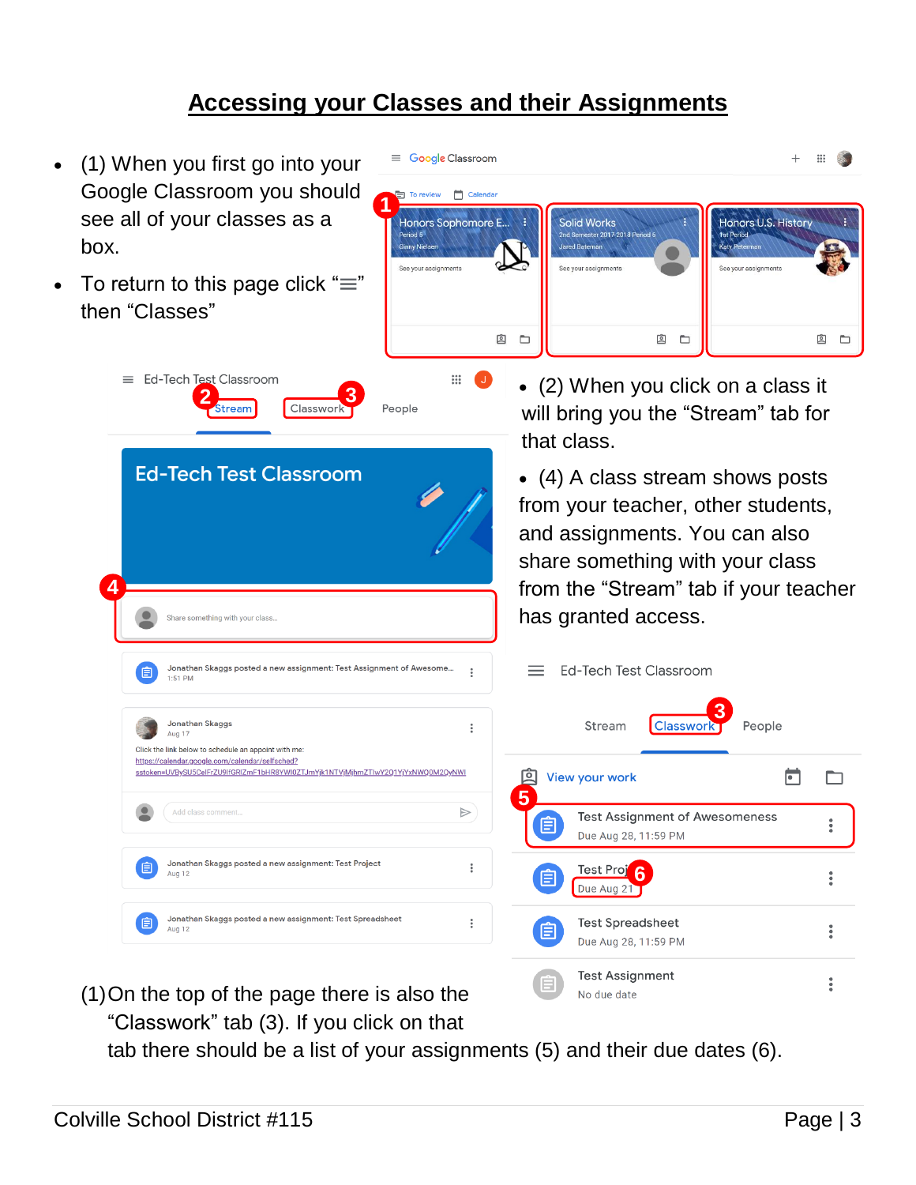# Accessing your Classes and their Assignments

- (1) When you first go into your Google Classroom you should see all of your classes as a box.
- To return to this page click "☰" then "Classes"

- (2) When you click on a class it will bring you the "Stream" tab for that class.
- (4) A class stream shows posts from your teacher, other students, and assignments. You can also share something with your class from the "Stream" tab if your teacher has granted access.

(1) On the top of the page there is also the "Classwork" tab (3). If you click on that tab there should be a list of your assignments (5) and their due dates (6).

Colville School District #115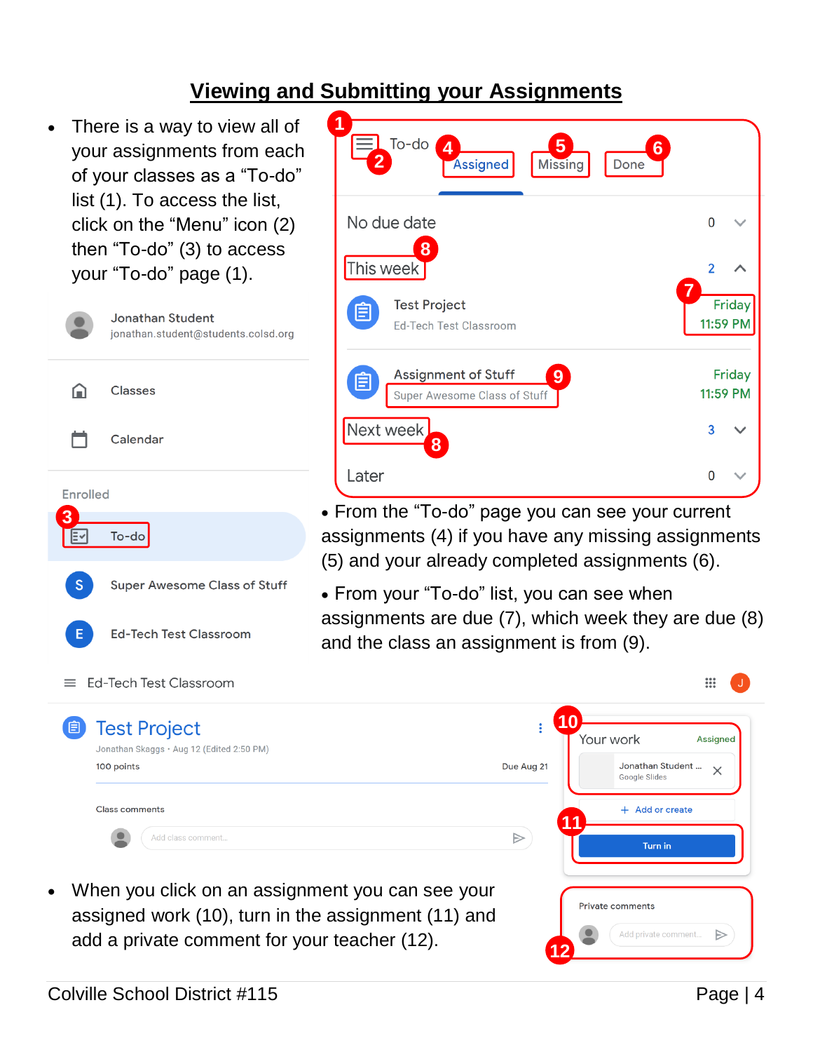# Viewing and Submitting your Assignments

- There is a way to view all of your assignments from each of your classes as a "To-do" list (1). To access the list, click on the "Menu" icon (2) then "To-do" (3) to access your "To-do" page (1).

- From the "To-do" page you can see your current assignments (4) if you have any missing assignments (5) and your already completed assignments (6).

- From your "To-do" list, you can see when assignments are due (7), which week they are due (8) and the class an assignment is from (9).

- When you click on an assignment you can see your assigned work (10), turn in the assignment (11) and add a private comment for your teacher (12).

Colville School District #115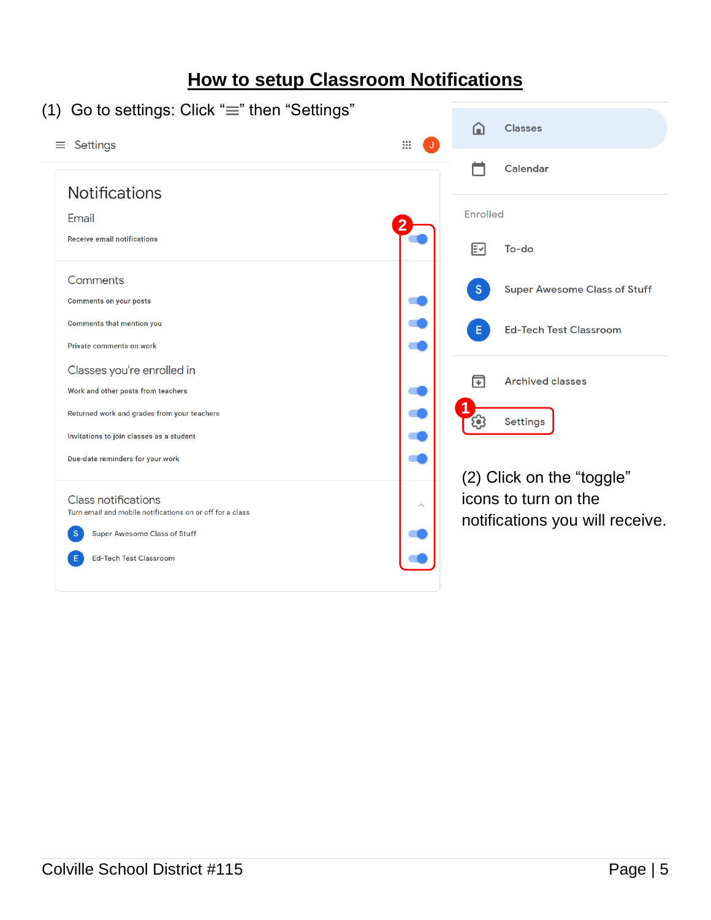# How to setup Classroom Notifications

(1) Go to settings: Click "☰" then "Settings"

≡ Settings

**Notifications**

Email

Receive email notifications

Comments

Comments on your posts

Comments that mention you

Private comments on work

Classes you're enrolled in

Work and other posts from teachers

Returned work and grades from your teachers

Invitations to join classes as a student

Due-date reminders for your work

Class notifications

Turn email and mobile notifications on or off for a class

S Super Awesome Class of Stuff

E Ed-Tech Test Classroom

Classes

Calendar

Enrolled

To-do

S Super Awesome Class of Stuff

E Ed-Tech Test Classroom

Archived classes

Settings

(2) Click on the "toggle" icons to turn on the notifications you will receive.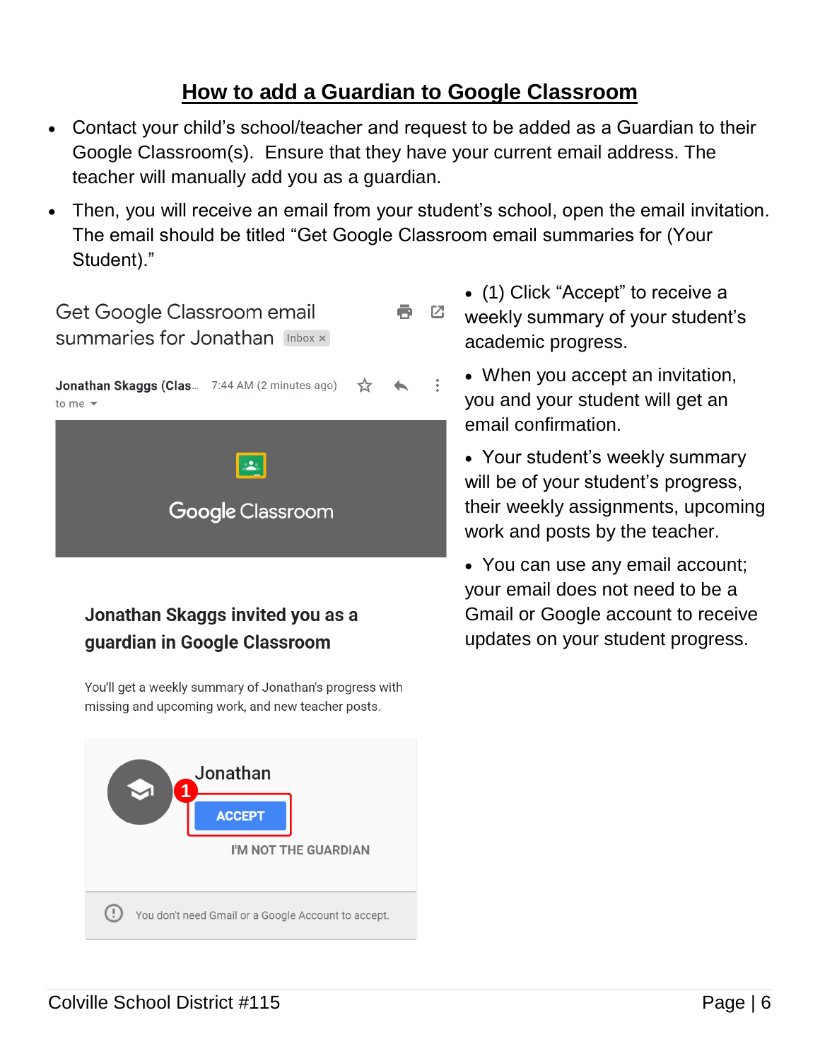# How to add a Guardian to Google Classroom

- Contact your child's school/teacher and request to be added as a Guardian to their Google Classroom(s). Ensure that they have your current email address. The teacher will manually add you as a guardian.
- Then, you will receive an email from your student's school, open the email invitation. The email should be titled "Get Google Classroom email summaries for (Your Student)."

Get Google Classroom email summaries for Jonathan Inbox ×

Jonathan Skaggs (Clas... 7:44 AM (2 minutes ago)
to me

Google Classroom

**Jonathan Skaggs invited you as a guardian in Google Classroom**

You'll get a weekly summary of Jonathan's progress with missing and upcoming work, and new teacher posts.

Jonathan

1 ACCEPT

I'M NOT THE GUARDIAN

You don't need Gmail or a Google Account to accept.

- (1) Click "Accept" to receive a weekly summary of your student's academic progress.
- When you accept an invitation, you and your student will get an email confirmation.
- Your student's weekly summary will be of your student's progress, their weekly assignments, upcoming work and posts by the teacher.
- You can use any email account; your email does not need to be a Gmail or Google account to receive updates on your student progress.